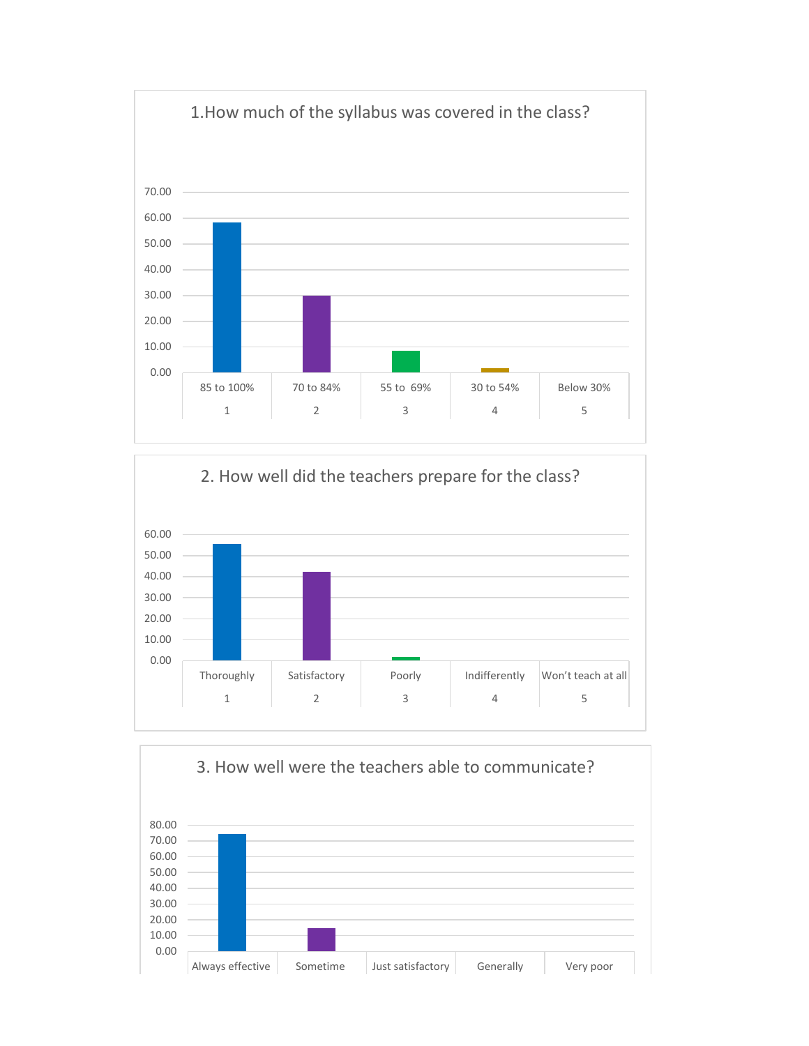## 1.How much of the syllabus was covered in the class?

| | 85 to 100% | 70 to 84% | 55 to 69% | 30 to 54% | Below 30% |
|---|---|---|---|---|---|
| | 1 | 2 | 3 | 4 | 5 |

Y-axis: 0.00, 10.00, 20.00, 30.00, 40.00, 50.00, 60.00, 70.00

## 2. How well did the teachers prepare for the class?

| | Thoroughly | Satisfactory | Poorly | Indifferently | Won't teach at all |
|---|---|---|---|---|---|
| | 1 | 2 | 3 | 4 | 5 |

Y-axis: 0.00, 10.00, 20.00, 30.00, 40.00, 50.00, 60.00

## 3. How well were the teachers able to communicate?

| Always effective | Sometime | Just satisfactory | Generally | Very poor |
|---|---|---|---|---|

Y-axis: 0.00, 10.00, 20.00, 30.00, 40.00, 50.00, 60.00, 70.00, 80.00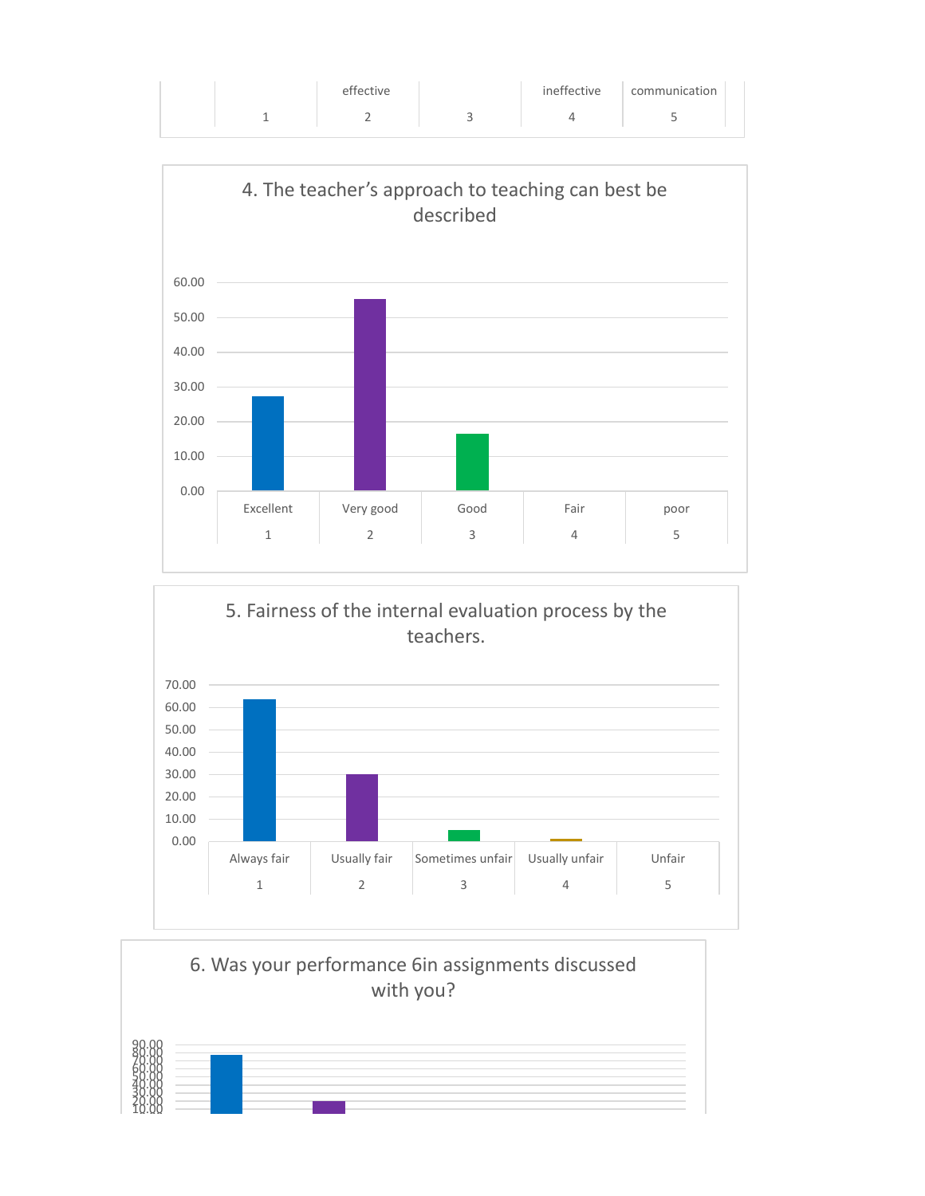| | effective | | ineffective | communication |
|---|---|---|---|---|
| 1 | 2 | 3 | 4 | 5 |

**4. The teacher's approach to teaching can best be described**

| Excellent | Very good | Good | Fair | poor |
|---|---|---|---|---|
| 1 | 2 | 3 | 4 | 5 |

**5. Fairness of the internal evaluation process by the teachers.**

| Always fair | Usually fair | Sometimes unfair | Usually unfair | Unfair |
|---|---|---|---|---|
| 1 | 2 | 3 | 4 | 5 |

**6. Was your performance 6in assignments discussed with you?**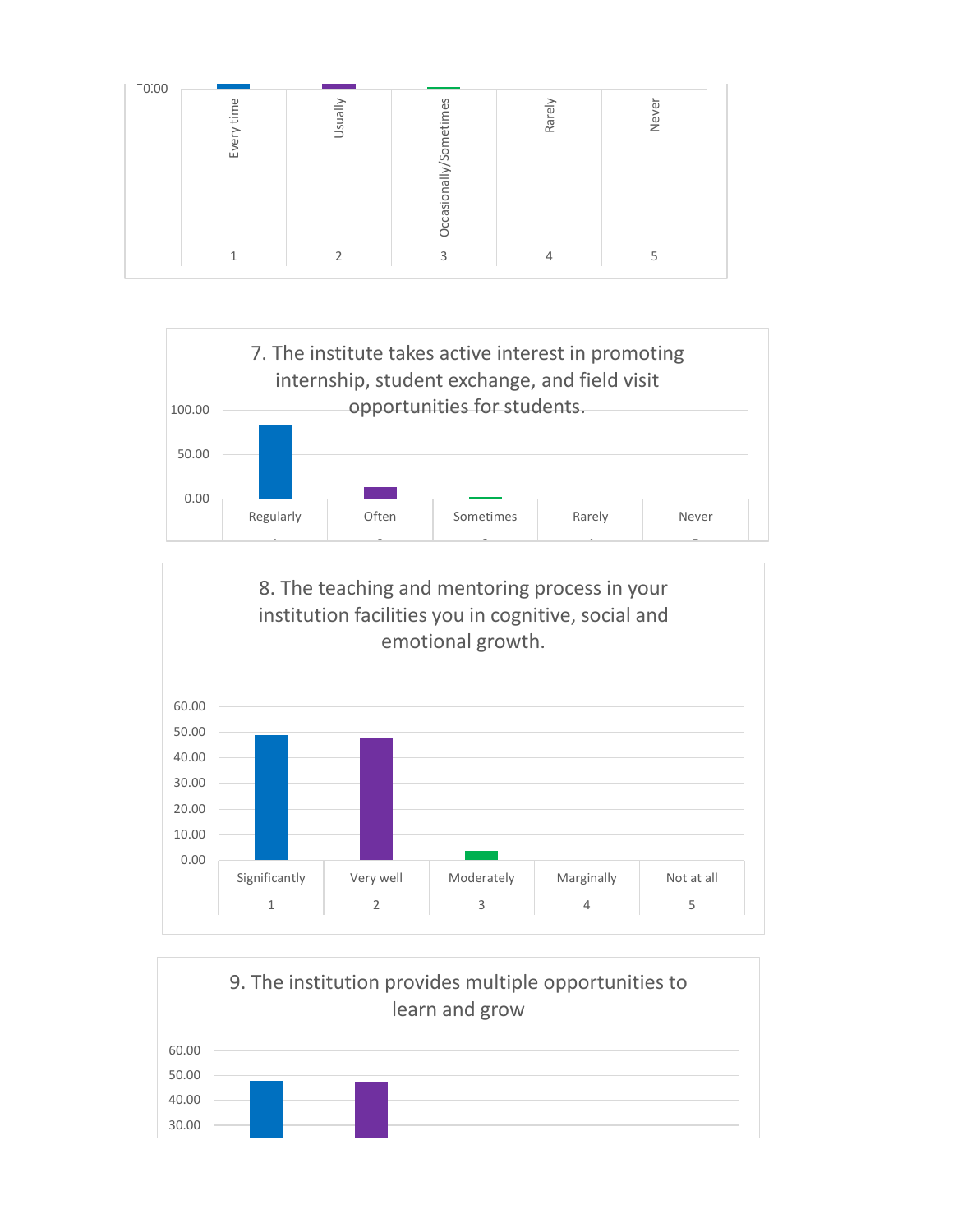0.00

| Every time | Usually | Occasionally/Sometimes | Rarely | Never |
|---|---|---|---|---|
| 1 | 2 | 3 | 4 | 5 |

## 7. The institute takes active interest in promoting internship, student exchange, and field visit opportunities for students.

100.00
50.00
0.00

| Regularly | Often | Sometimes | Rarely | Never |
|---|---|---|---|---|
| 1 | 2 | 3 | 4 | 5 |

## 8. The teaching and mentoring process in your institution facilities you in cognitive, social and emotional growth.

60.00
50.00
40.00
30.00
20.00
10.00
0.00

| Significantly | Very well | Moderately | Marginally | Not at all |
|---|---|---|---|---|
| 1 | 2 | 3 | 4 | 5 |

## 9. The institution provides multiple opportunities to learn and grow

60.00
50.00
40.00
30.00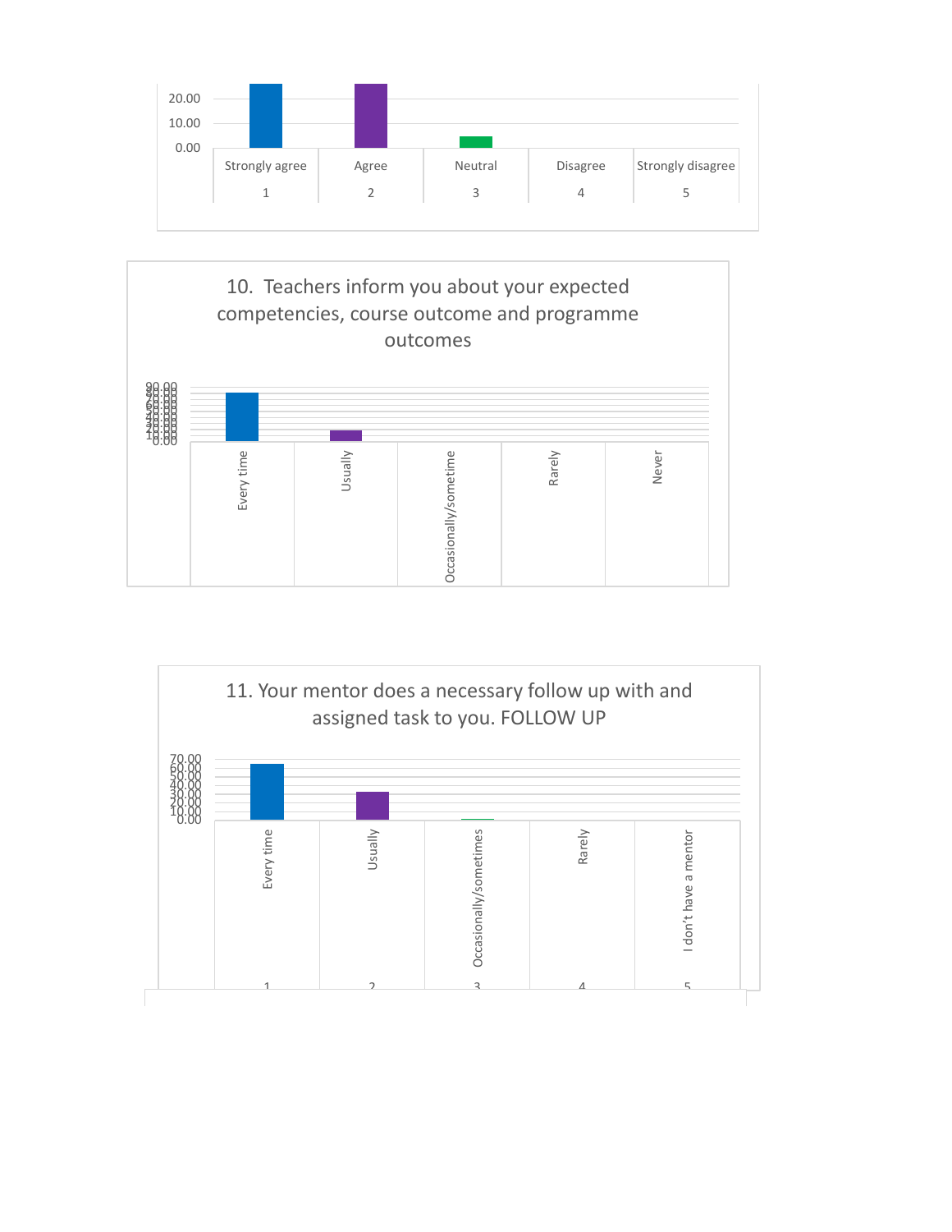20.00
10.00
0.00

Strongly agree 1 | Agree 2 | Neutral 3 | Disagree 4 | Strongly disagree 5

## 10. Teachers inform you about your expected competencies, course outcome and programme outcomes

90.00 80.00 70.00 60.00 50.00 40.00 30.00 20.00 10.00 0.00

Every time | Usually | Occasionally/sometime | Rarely | Never

## 11. Your mentor does a necessary follow up with and assigned task to you. FOLLOW UP

70.00 60.00 50.00 40.00 30.00 20.00 10.00 0.00

Every time 1 | Usually 2 | Occasionally/sometimes 3 | Rarely 4 | I don't have a mentor 5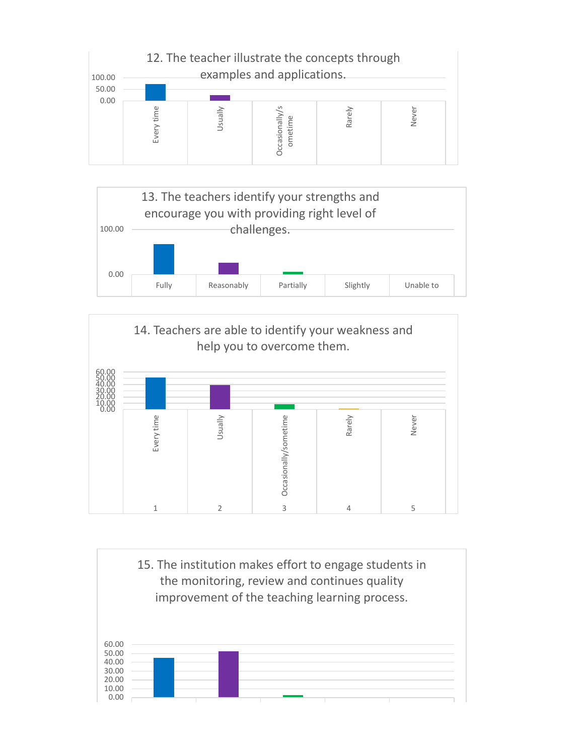## 12. The teacher illustrate the concepts through examples and applications.

100.00
50.00
0.00

Every time | Usually | Occasionally/sometime | Rarely | Never

## 13. The teachers identify your strengths and encourage you with providing right level of challenges.

100.00
0.00

Fully | Reasonably | Partially | Slightly | Unable to

## 14. Teachers are able to identify your weakness and help you to overcome them.

60.00
50.00
40.00
30.00
20.00
10.00
0.00

| 1 | 2 | 3 | 4 | 5 |
|---|---|---|---|---|
| Every time | Usually | Occasionally/sometime | Rarely | Never |

## 15. The institution makes effort to engage students in the monitoring, review and continues quality improvement of the teaching learning process.

60.00
50.00
40.00
30.00
20.00
10.00
0.00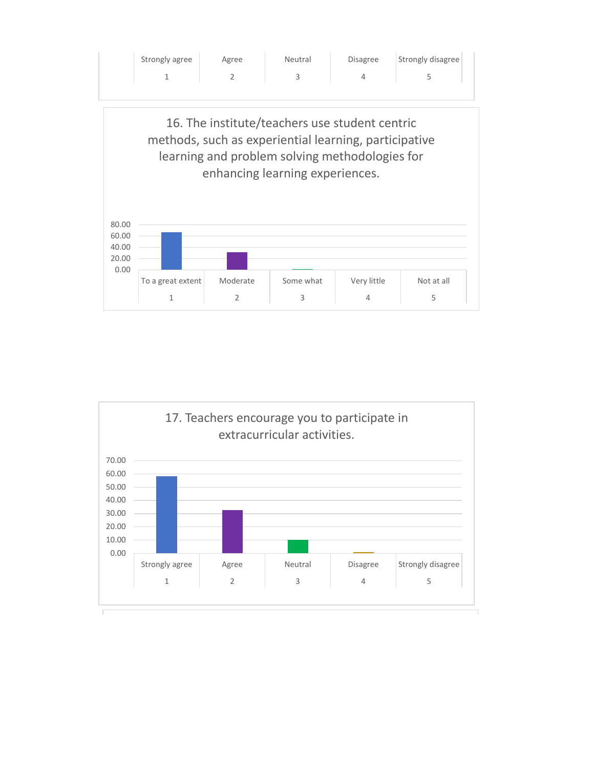| | Strongly agree | Agree | Neutral | Disagree | Strongly disagree |
|---|---|---|---|---|---|
| | 1 | 2 | 3 | 4 | 5 |

16. The institute/teachers use student centric methods, such as experiential learning, participative learning and problem solving methodologies for enhancing learning experiences.

80.00
60.00
40.00
20.00
0.00

| To a great extent | Moderate | Some what | Very little | Not at all |
|---|---|---|---|---|
| 1 | 2 | 3 | 4 | 5 |

17. Teachers encourage you to participate in extracurricular activities.

70.00
60.00
50.00
40.00
30.00
20.00
10.00
0.00

| Strongly agree | Agree | Neutral | Disagree | Strongly disagree |
|---|---|---|---|---|
| 1 | 2 | 3 | 4 | 5 |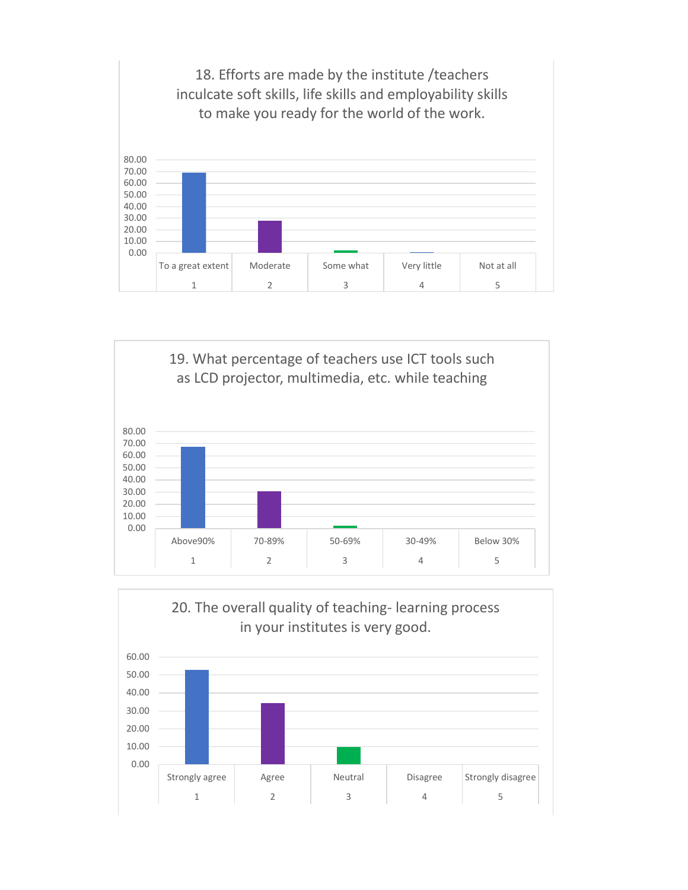18. Efforts are made by the institute /teachers inculcate soft skills, life skills and employability skills to make you ready for the world of the work.

80.00
70.00
60.00
50.00
40.00
30.00
20.00
10.00
0.00

To a great extent 1
Moderate 2
Some what 3
Very little 4
Not at all 5

19. What percentage of teachers use ICT tools such as LCD projector, multimedia, etc. while teaching

80.00
70.00
60.00
50.00
40.00
30.00
20.00
10.00
0.00

Above90% 1
70-89% 2
50-69% 3
30-49% 4
Below 30% 5

20. The overall quality of teaching- learning process in your institutes is very good.

60.00
50.00
40.00
30.00
20.00
10.00
0.00

Strongly agree 1
Agree 2
Neutral 3
Disagree 4
Strongly disagree 5